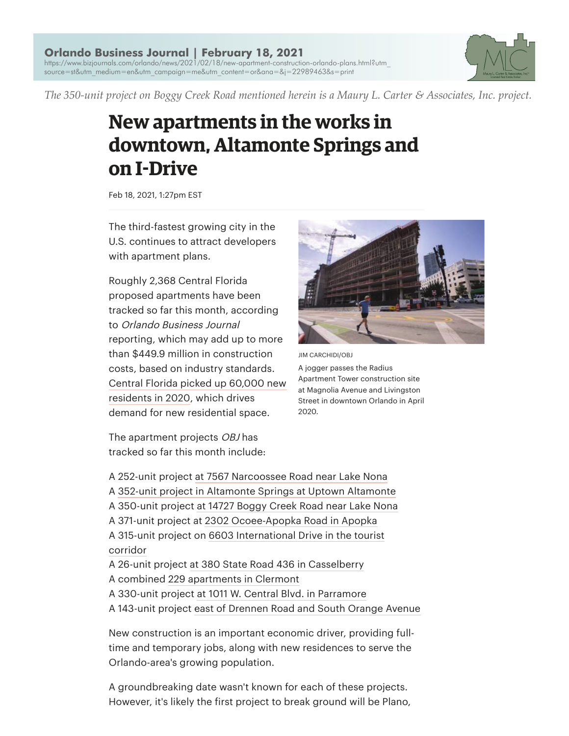**Orlando Business Journal | February 18, 2021**
https://www.bizjournals.com/orlando/news/2021/02/18/new-apartment-construction-orlando-plans.html?utm_source=st&utm_medium=en&utm_campaign=me&utm_content=or&ana=&j=22989463&s=print

*The 350-unit project on Boggy Creek Road mentioned herein is a Maury L. Carter & Associates, Inc. project.*

# New apartments in the works in downtown, Altamonte Springs and on I-Drive

Feb 18, 2021, 1:27pm EST

The third-fastest growing city in the U.S. continues to attract developers with apartment plans.

Roughly 2,368 Central Florida proposed apartments have been tracked so far this month, according to *Orlando Business Journal* reporting, which may add up to more than $449.9 million in construction costs, based on industry standards. Central Florida picked up 60,000 new residents in 2020, which drives demand for new residential space.

JIM CARCHIDI/OBJ

A jogger passes the Radius Apartment Tower construction site at Magnolia Avenue and Livingston Street in downtown Orlando in April 2020.

The apartment projects *OBJ* has tracked so far this month include:

A 252-unit project at 7567 Narcoossee Road near Lake Nona
A 352-unit project in Altamonte Springs at Uptown Altamonte
A 350-unit project at 14727 Boggy Creek Road near Lake Nona
A 371-unit project at 2302 Ocoee-Apopka Road in Apopka
A 315-unit project on 6603 International Drive in the tourist corridor
A 26-unit project at 380 State Road 436 in Casselberry
A combined 229 apartments in Clermont
A 330-unit project at 1011 W. Central Blvd. in Parramore
A 143-unit project east of Drennen Road and South Orange Avenue

New construction is an important economic driver, providing full-time and temporary jobs, along with new residences to serve the Orlando-area's growing population.

A groundbreaking date wasn't known for each of these projects. However, it's likely the first project to break ground will be Plano,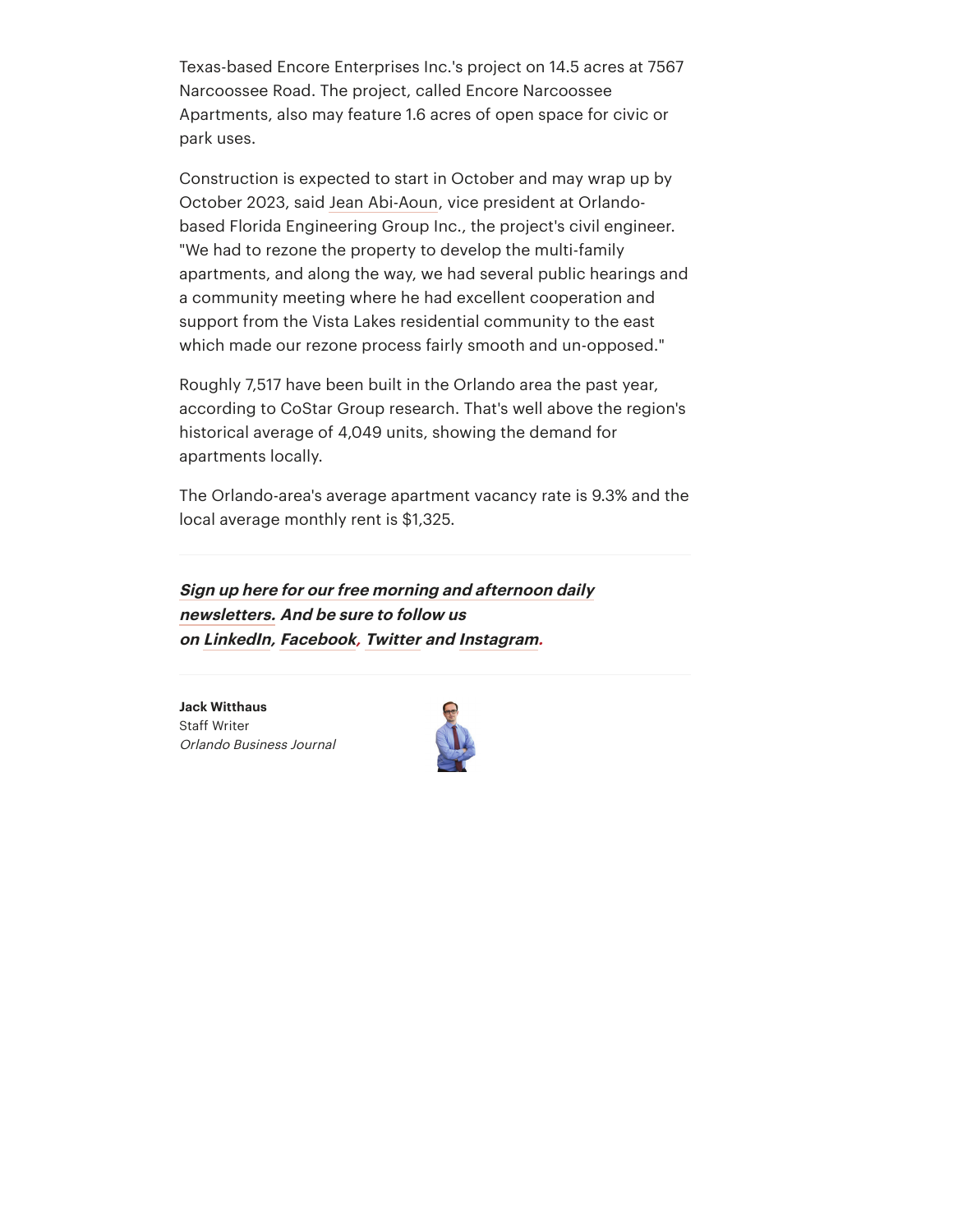Texas-based Encore Enterprises Inc.'s project on 14.5 acres at 7567 Narcoossee Road. The project, called Encore Narcoossee Apartments, also may feature 1.6 acres of open space for civic or park uses.

Construction is expected to start in October and may wrap up by October 2023, said Jean Abi-Aoun, vice president at Orlando-based Florida Engineering Group Inc., the project's civil engineer. "We had to rezone the property to develop the multi-family apartments, and along the way, we had several public hearings and a community meeting where he had excellent cooperation and support from the Vista Lakes residential community to the east which made our rezone process fairly smooth and un-opposed."

Roughly 7,517 have been built in the Orlando area the past year, according to CoStar Group research. That's well above the region's historical average of 4,049 units, showing the demand for apartments locally.

The Orlando-area's average apartment vacancy rate is 9.3% and the local average monthly rent is $1,325.

---

***Sign up here for our free morning and afternoon daily newsletters. And be sure to follow us on LinkedIn, Facebook, Twitter and Instagram.***

---

**Jack Witthaus**
Staff Writer
*Orlando Business Journal*